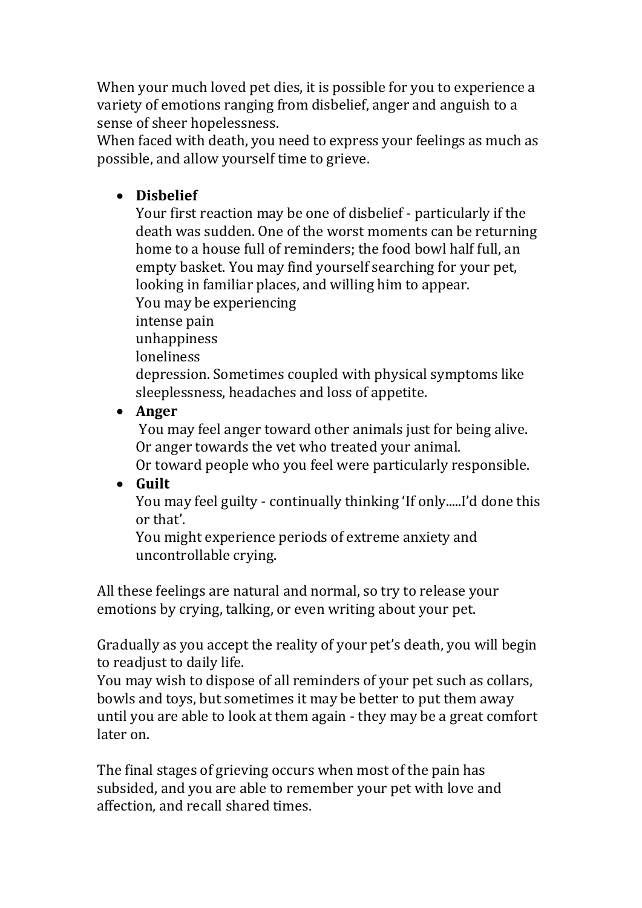When your much loved pet dies, it is possible for you to experience a variety of emotions ranging from disbelief, anger and anguish to a sense of sheer hopelessness.
When faced with death, you need to express your feelings as much as possible, and allow yourself time to grieve.

- **Disbelief**
  Your first reaction may be one of disbelief - particularly if the death was sudden. One of the worst moments can be returning home to a house full of reminders; the food bowl half full, an empty basket. You may find yourself searching for your pet, looking in familiar places, and willing him to appear.
  You may be experiencing
  intense pain
  unhappiness
  loneliness
  depression. Sometimes coupled with physical symptoms like sleeplessness, headaches and loss of appetite.
- **Anger**
  You may feel anger toward other animals just for being alive.
  Or anger towards the vet who treated your animal.
  Or toward people who you feel were particularly responsible.
- **Guilt**
  You may feel guilty - continually thinking 'If only.....I'd done this or that'.
  You might experience periods of extreme anxiety and uncontrollable crying.

All these feelings are natural and normal, so try to release your emotions by crying, talking, or even writing about your pet.

Gradually as you accept the reality of your pet's death, you will begin to readjust to daily life.
You may wish to dispose of all reminders of your pet such as collars, bowls and toys, but sometimes it may be better to put them away until you are able to look at them again - they may be a great comfort later on.

The final stages of grieving occurs when most of the pain has subsided, and you are able to remember your pet with love and affection, and recall shared times.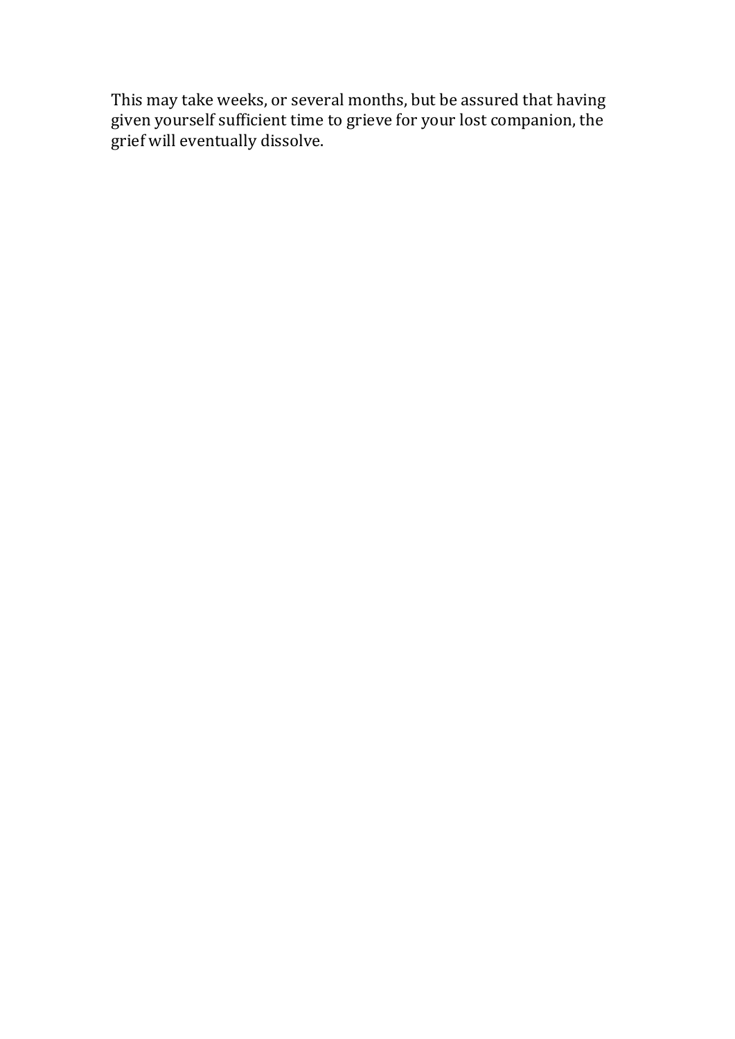This may take weeks, or several months, but be assured that having given yourself sufficient time to grieve for your lost companion, the grief will eventually dissolve.